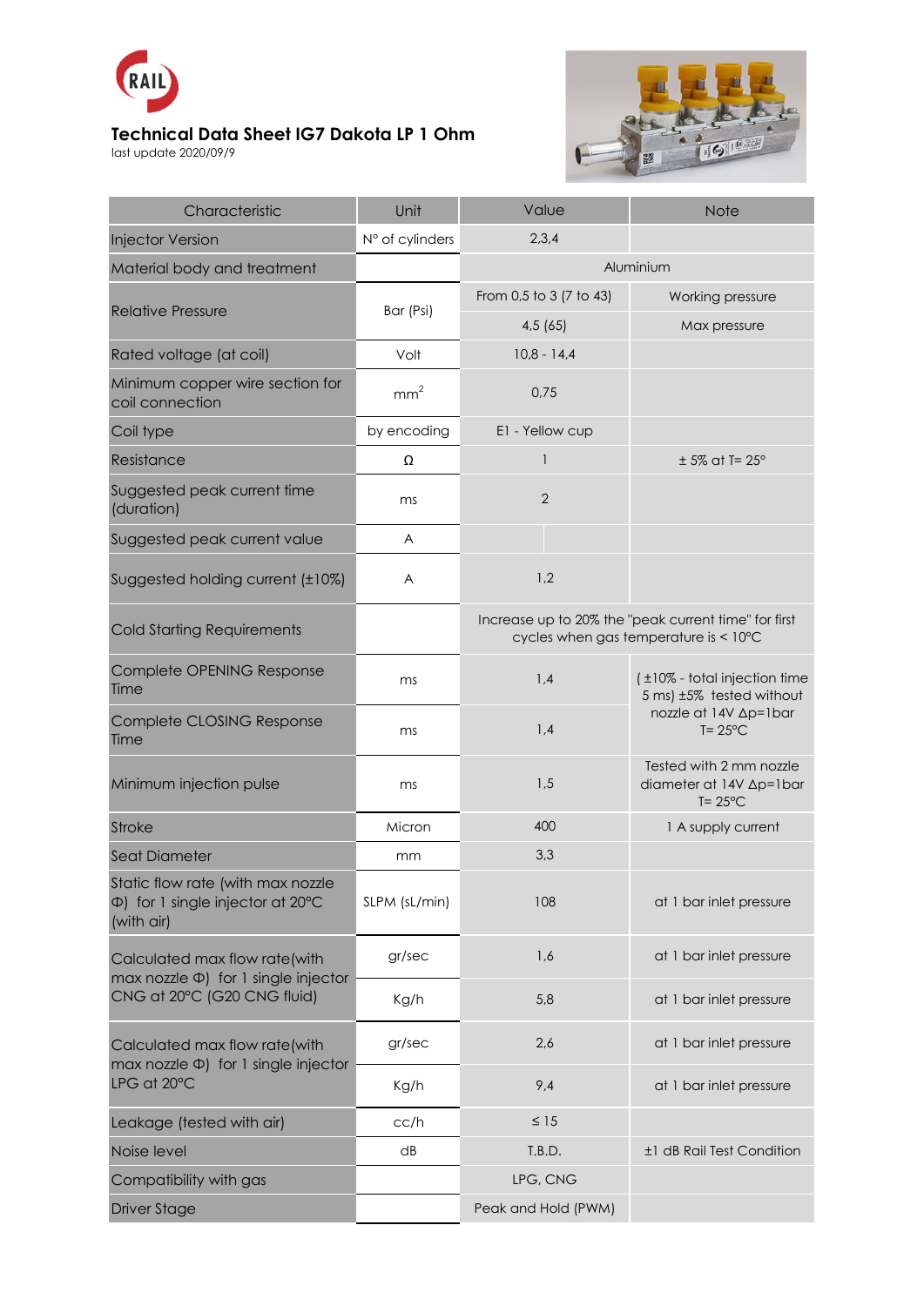RAIL

# Technical Data Sheet IG7 Dakota LP 1 Ohm

last update 2020/09/9

| Characteristic | Unit | Value | Note |
| --- | --- | --- | --- |
| Injector Version | N° of cylinders | 2,3,4 | |
| Material body and treatment | | Aluminium | |
| Relative Pressure | Bar (Psi) | From 0,5 to 3 (7 to 43) | Working pressure |
| | | 4,5 (65) | Max pressure |
| Rated voltage (at coil) | Volt | 10,8 - 14,4 | |
| Minimum copper wire section for coil connection | $mm^2$ | 0,75 | |
| Coil type | by encoding | E1 - Yellow cup | |
| Resistance | Ω | 1 | ± 5% at T= 25° |
| Suggested peak current time (duration) | ms | 2 | |
| Suggested peak current value | A | | |
| Suggested holding current (±10%) | A | 1,2 | |
| Cold Starting Requirements | | Increase up to 20% the "peak current time" for first cycles when gas temperature is < 10°C | |
| Complete OPENING Response Time | ms | 1,4 | ( ±10% - total injection time 5 ms) ±5% tested without nozzle at 14V Δp=1bar T= 25°C |
| Complete CLOSING Response Time | ms | 1,4 | |
| Minimum injection pulse | ms | 1,5 | Tested with 2 mm nozzle diameter at 14V Δp=1bar T= 25°C |
| Stroke | Micron | 400 | 1 A supply current |
| Seat Diameter | mm | 3,3 | |
| Static flow rate (with max nozzle Φ) for 1 single injector at 20°C (with air) | SLPM (sL/min) | 108 | at 1 bar inlet pressure |
| Calculated max flow rate(with max nozzle Φ) for 1 single injector CNG at 20°C (G20 CNG fluid) | gr/sec | 1,6 | at 1 bar inlet pressure |
| | Kg/h | 5,8 | at 1 bar inlet pressure |
| Calculated max flow rate(with max nozzle Φ) for 1 single injector LPG at 20°C | gr/sec | 2,6 | at 1 bar inlet pressure |
| | Kg/h | 9,4 | at 1 bar inlet pressure |
| Leakage (tested with air) | cc/h | ≤ 15 | |
| Noise level | dB | T.B.D. | ±1 dB Rail Test Condition |
| Compatibility with gas | | LPG, CNG | |
| Driver Stage | | Peak and Hold (PWM) | |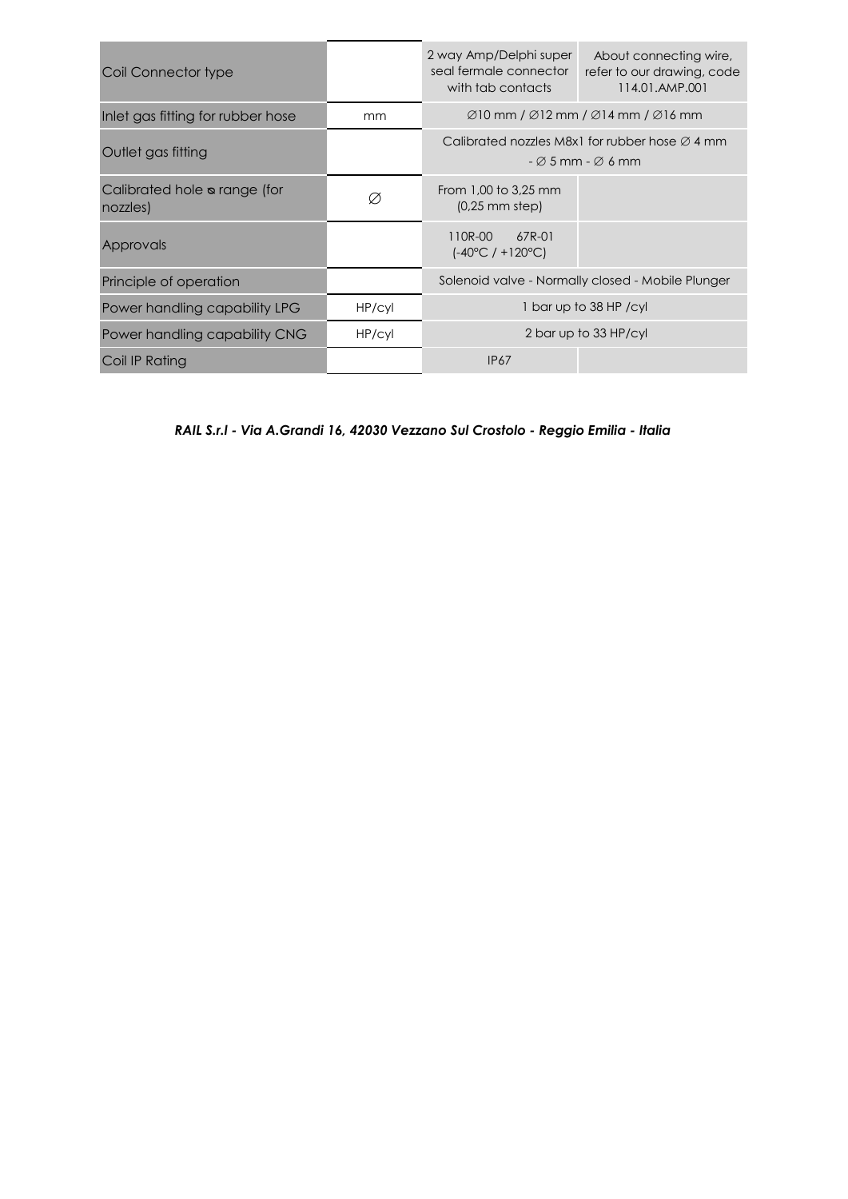| | | | |
|---|---|---|---|
| Coil Connector type | | 2 way Amp/Delphi super seal fermale connector with tab contacts | About connecting wire, refer to our drawing, code 114.01.AMP.001 |
| Inlet gas fitting for rubber hose | mm | ∅10 mm / ∅12 mm / ∅14 mm / ∅16 mm | |
| Outlet gas fitting | | Calibrated nozzles M8x1 for rubber hose ∅ 4 mm - ∅ 5 mm - ∅ 6 mm | |
| Calibrated hole ∅ range (for nozzles) | ∅ | From 1,00 to 3,25 mm (0,25 mm step) | |
| Approvals | | 110R-00 67R-01 (-40°C / +120°C) | |
| Principle of operation | | Solenoid valve - Normally closed - Mobile Plunger | |
| Power handling capability LPG | HP/cyl | 1 bar up to 38 HP /cyl | |
| Power handling capability CNG | HP/cyl | 2 bar up to 33 HP/cyl | |
| Coil IP Rating | | IP67 | |

***RAIL S.r.l - Via A.Grandi 16, 42030 Vezzano Sul Crostolo - Reggio Emilia - Italia***